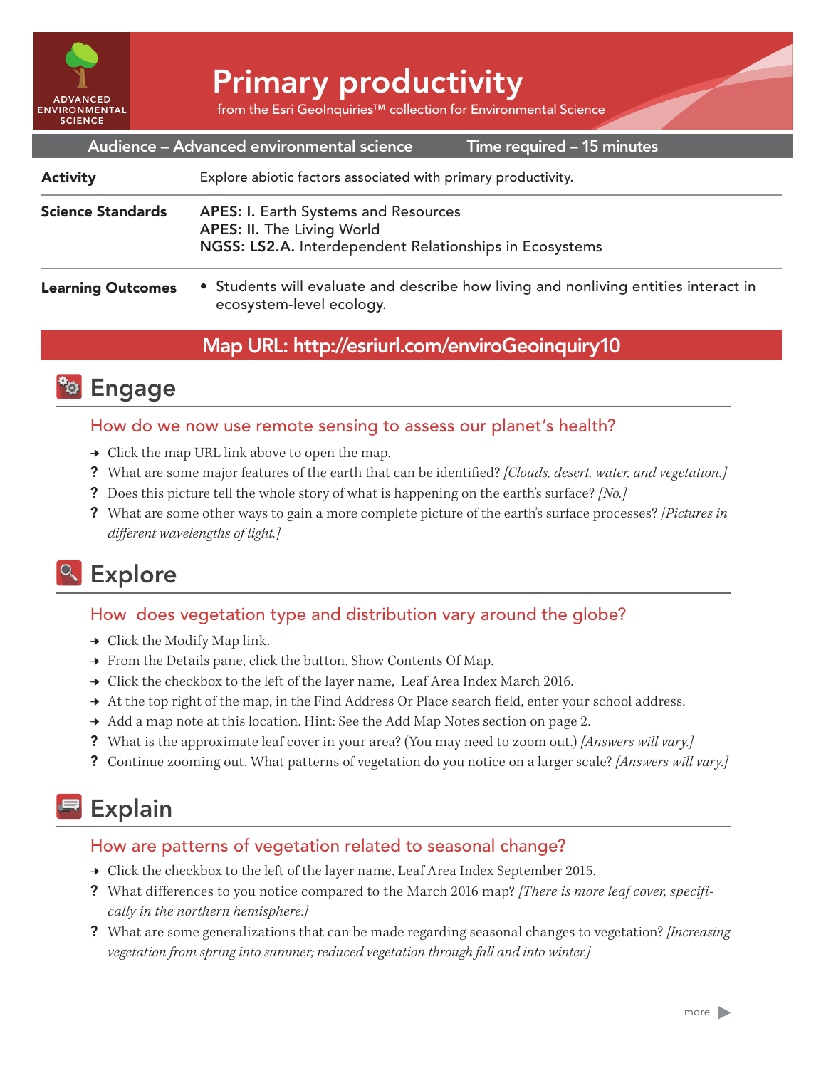ADVANCED ENVIRONMENTAL SCIENCE

# Primary productivity

from the Esri GeoInquiries™ collection for Environmental Science

**Audience – Advanced environmental science** | **Time required – 15 minutes**

| | |
|---|---|
| **Activity** | Explore abiotic factors associated with primary productivity. |
| **Science Standards** | **APES: I.** Earth Systems and Resources<br>**APES: II.** The Living World<br>**NGSS: LS2.A.** Interdependent Relationships in Ecosystems |
| **Learning Outcomes** | • Students will evaluate and describe how living and nonliving entities interact in ecosystem-level ecology. |

**Map URL: http://esriurl.com/enviroGeoinquiry10**

## Engage

### How do we now use remote sensing to assess our planet's health?

→ Click the map URL link above to open the map.

? What are some major features of the earth that can be identified? *[Clouds, desert, water, and vegetation.]*

? Does this picture tell the whole story of what is happening on the earth's surface? *[No.]*

? What are some other ways to gain a more complete picture of the earth's surface processes? *[Pictures in different wavelengths of light.]*

## Explore

### How does vegetation type and distribution vary around the globe?

→ Click the Modify Map link.

→ From the Details pane, click the button, Show Contents Of Map.

→ Click the checkbox to the left of the layer name, Leaf Area Index March 2016.

→ At the top right of the map, in the Find Address Or Place search field, enter your school address.

→ Add a map note at this location. Hint: See the Add Map Notes section on page 2.

? What is the approximate leaf cover in your area? (You may need to zoom out.) *[Answers will vary.]*

? Continue zooming out. What patterns of vegetation do you notice on a larger scale? *[Answers will vary.]*

## Explain

### How are patterns of vegetation related to seasonal change?

→ Click the checkbox to the left of the layer name, Leaf Area Index September 2015.

? What differences to you notice compared to the March 2016 map? *[There is more leaf cover, specifically in the northern hemisphere.]*

? What are some generalizations that can be made regarding seasonal changes to vegetation? *[Increasing vegetation from spring into summer; reduced vegetation through fall and into winter.]*

more ▶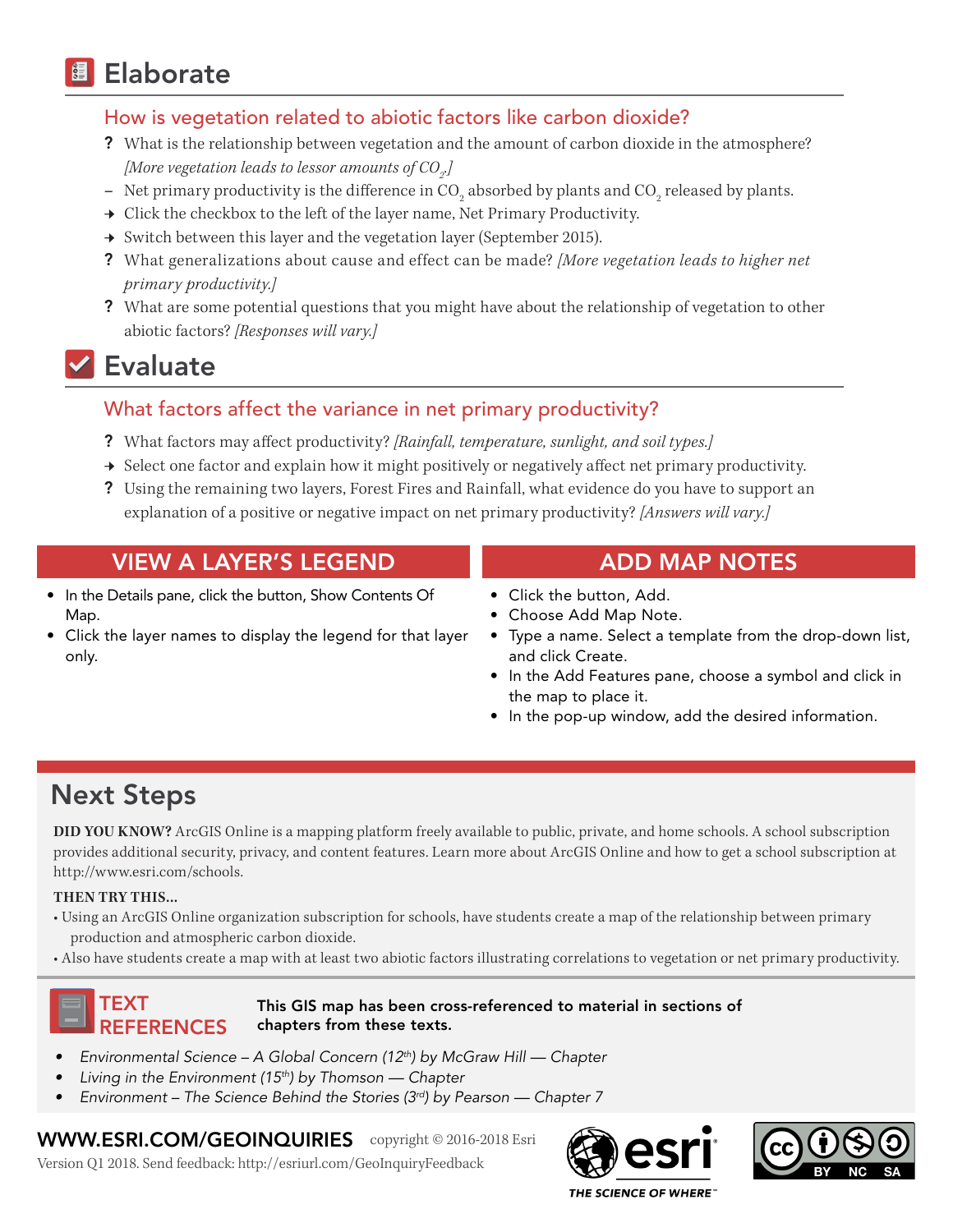## Elaborate

### How is vegetation related to abiotic factors like carbon dioxide?

- ? What is the relationship between vegetation and the amount of carbon dioxide in the atmosphere? *[More vegetation leads to lessor amounts of $CO_2$.]*
- – Net primary productivity is the difference in $CO_2$ absorbed by plants and $CO_2$ released by plants.
- → Click the checkbox to the left of the layer name, Net Primary Productivity.
- → Switch between this layer and the vegetation layer (September 2015).
- ? What generalizations about cause and effect can be made? *[More vegetation leads to higher net primary productivity.]*
- ? What are some potential questions that you might have about the relationship of vegetation to other abiotic factors? *[Responses will vary.]*

## Evaluate

### What factors affect the variance in net primary productivity?

- ? What factors may affect productivity? *[Rainfall, temperature, sunlight, and soil types.]*
- → Select one factor and explain how it might positively or negatively affect net primary productivity.
- ? Using the remaining two layers, Forest Fires and Rainfall, what evidence do you have to support an explanation of a positive or negative impact on net primary productivity? *[Answers will vary.]*

### VIEW A LAYER'S LEGEND

- In the Details pane, click the button, Show Contents Of Map.
- Click the layer names to display the legend for that layer only.

### ADD MAP NOTES

- Click the button, Add.
- Choose Add Map Note.
- Type a name. Select a template from the drop-down list, and click Create.
- In the Add Features pane, choose a symbol and click in the map to place it.
- In the pop-up window, add the desired information.

## Next Steps

**DID YOU KNOW?** ArcGIS Online is a mapping platform freely available to public, private, and home schools. A school subscription provides additional security, privacy, and content features. Learn more about ArcGIS Online and how to get a school subscription at http://www.esri.com/schools.

**THEN TRY THIS...**

- Using an ArcGIS Online organization subscription for schools, have students create a map of the relationship between primary production and atmospheric carbon dioxide.
- Also have students create a map with at least two abiotic factors illustrating correlations to vegetation or net primary productivity.

### TEXT REFERENCES

**This GIS map has been cross-referenced to material in sections of chapters from these texts.**

- *Environmental Science – A Global Concern (12th) by McGraw Hill — Chapter*
- *Living in the Environment (15th) by Thomson — Chapter*
- *Environment – The Science Behind the Stories (3rd) by Pearson — Chapter 7*

**WWW.ESRI.COM/GEOINQUIRIES** copyright © 2016-2018 Esri

Version Q1 2018. Send feedback: http://esriurl.com/GeoInquiryFeedback

esri THE SCIENCE OF WHERE

BY NC SA